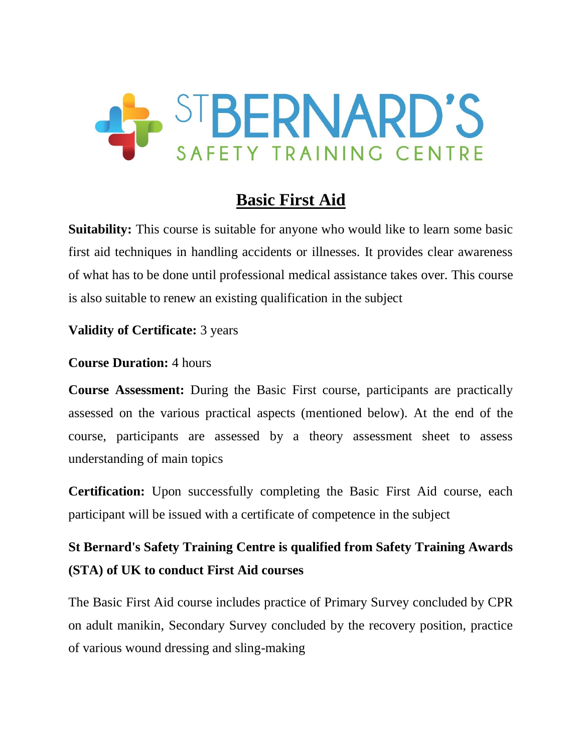ST BERNARD'S SAFETY TRAINING CENTRE

# Basic First Aid

**Suitability:** This course is suitable for anyone who would like to learn some basic first aid techniques in handling accidents or illnesses. It provides clear awareness of what has to be done until professional medical assistance takes over. This course is also suitable to renew an existing qualification in the subject

**Validity of Certificate:** 3 years

**Course Duration:** 4 hours

**Course Assessment:** During the Basic First course, participants are practically assessed on the various practical aspects (mentioned below). At the end of the course, participants are assessed by a theory assessment sheet to assess understanding of main topics

**Certification:** Upon successfully completing the Basic First Aid course, each participant will be issued with a certificate of competence in the subject

**St Bernard's Safety Training Centre is qualified from Safety Training Awards (STA) of UK to conduct First Aid courses**

The Basic First Aid course includes practice of Primary Survey concluded by CPR on adult manikin, Secondary Survey concluded by the recovery position, practice of various wound dressing and sling-making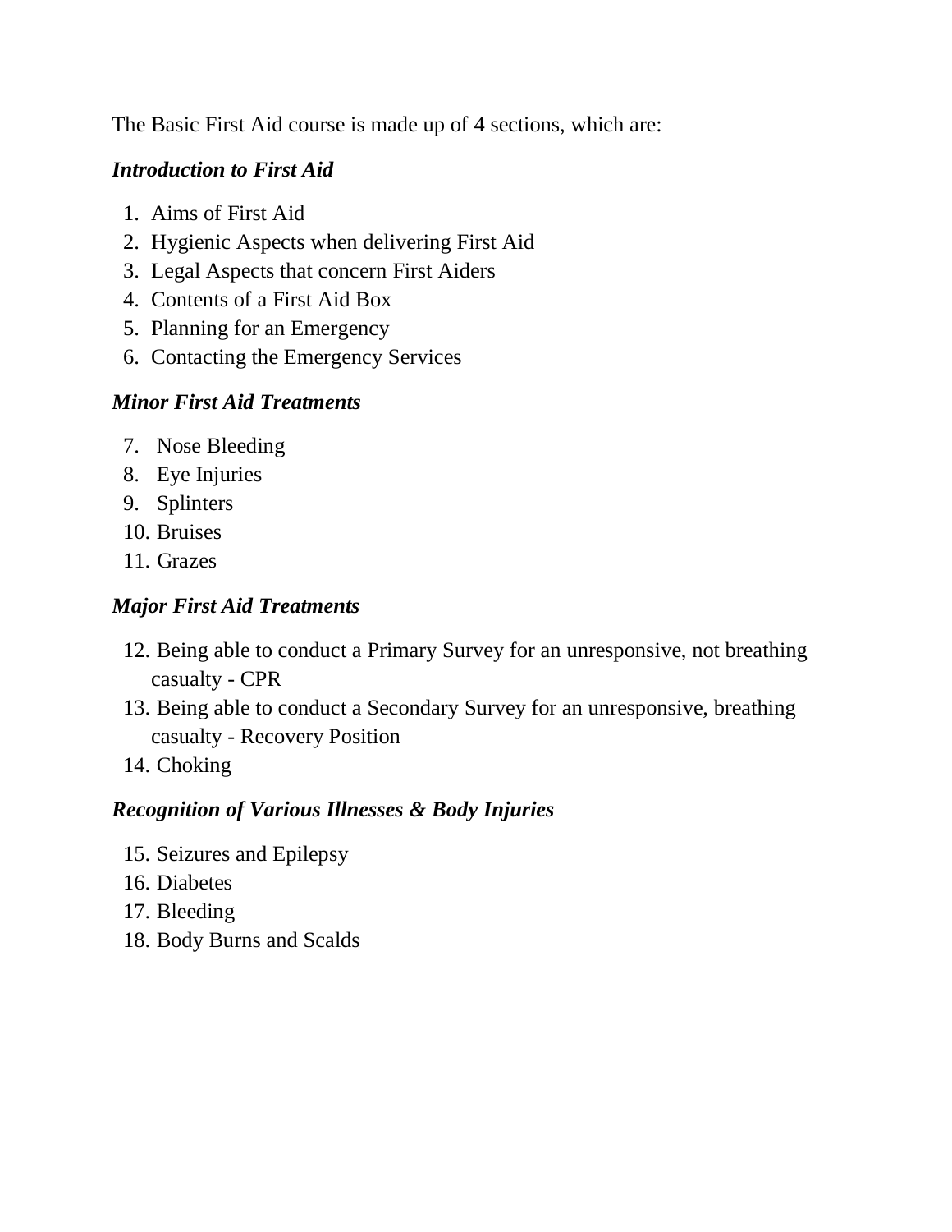The Basic First Aid course is made up of 4 sections, which are:

***Introduction to First Aid***

1. Aims of First Aid
2. Hygienic Aspects when delivering First Aid
3. Legal Aspects that concern First Aiders
4. Contents of a First Aid Box
5. Planning for an Emergency
6. Contacting the Emergency Services

***Minor First Aid Treatments***

7. Nose Bleeding
8. Eye Injuries
9. Splinters
10. Bruises
11. Grazes

***Major First Aid Treatments***

12. Being able to conduct a Primary Survey for an unresponsive, not breathing casualty - CPR
13. Being able to conduct a Secondary Survey for an unresponsive, breathing casualty - Recovery Position
14. Choking

***Recognition of Various Illnesses & Body Injuries***

15. Seizures and Epilepsy
16. Diabetes
17. Bleeding
18. Body Burns and Scalds